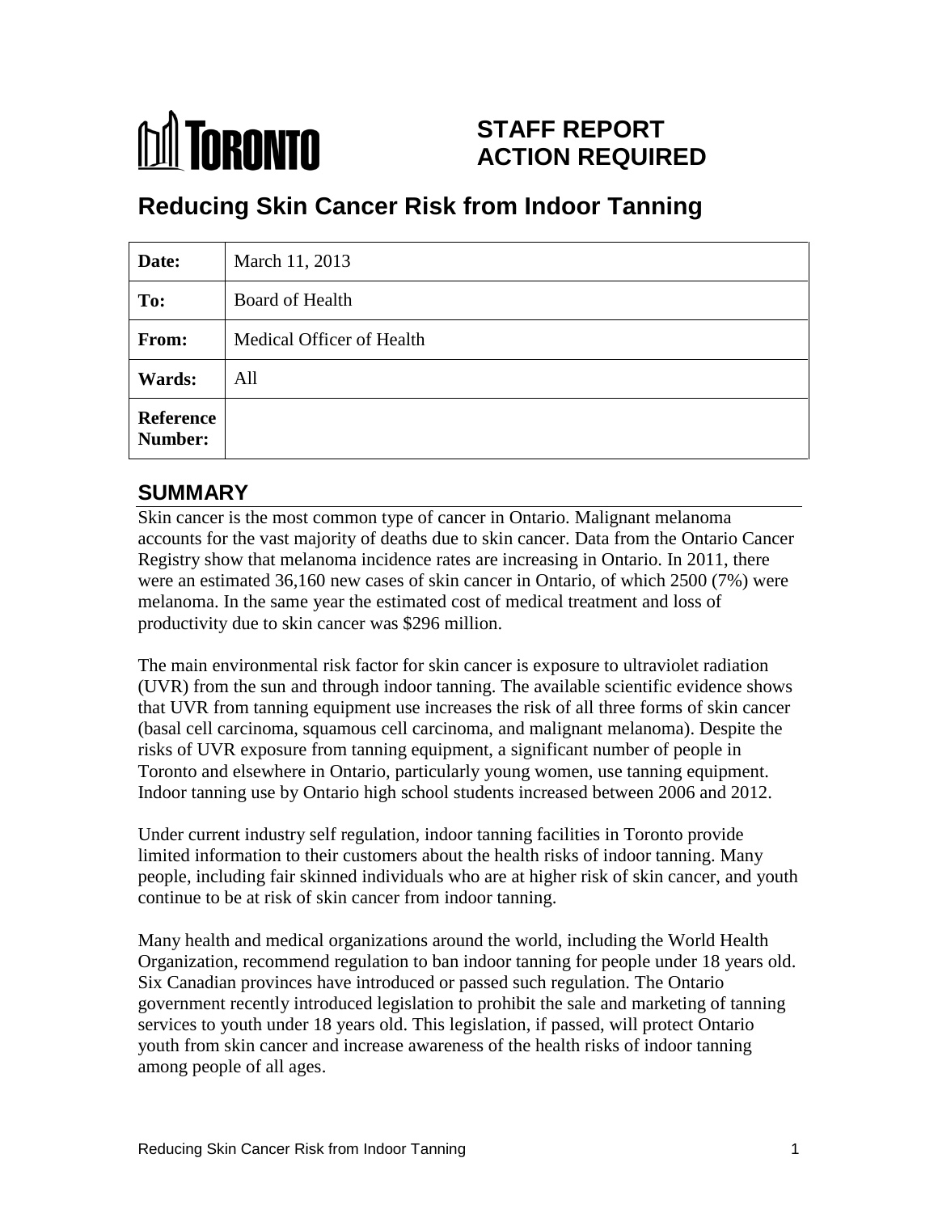TORONTO

# STAFF REPORT ACTION REQUIRED

## Reducing Skin Cancer Risk from Indoor Tanning

| | |
|---|---|
| **Date:** | March 11, 2013 |
| **To:** | Board of Health |
| **From:** | Medical Officer of Health |
| **Wards:** | All |
| **Reference Number:** | |

## SUMMARY

Skin cancer is the most common type of cancer in Ontario. Malignant melanoma accounts for the vast majority of deaths due to skin cancer. Data from the Ontario Cancer Registry show that melanoma incidence rates are increasing in Ontario. In 2011, there were an estimated 36,160 new cases of skin cancer in Ontario, of which 2500 (7%) were melanoma. In the same year the estimated cost of medical treatment and loss of productivity due to skin cancer was $296 million.

The main environmental risk factor for skin cancer is exposure to ultraviolet radiation (UVR) from the sun and through indoor tanning. The available scientific evidence shows that UVR from tanning equipment use increases the risk of all three forms of skin cancer (basal cell carcinoma, squamous cell carcinoma, and malignant melanoma). Despite the risks of UVR exposure from tanning equipment, a significant number of people in Toronto and elsewhere in Ontario, particularly young women, use tanning equipment. Indoor tanning use by Ontario high school students increased between 2006 and 2012.

Under current industry self regulation, indoor tanning facilities in Toronto provide limited information to their customers about the health risks of indoor tanning. Many people, including fair skinned individuals who are at higher risk of skin cancer, and youth continue to be at risk of skin cancer from indoor tanning.

Many health and medical organizations around the world, including the World Health Organization, recommend regulation to ban indoor tanning for people under 18 years old. Six Canadian provinces have introduced or passed such regulation. The Ontario government recently introduced legislation to prohibit the sale and marketing of tanning services to youth under 18 years old. This legislation, if passed, will protect Ontario youth from skin cancer and increase awareness of the health risks of indoor tanning among people of all ages.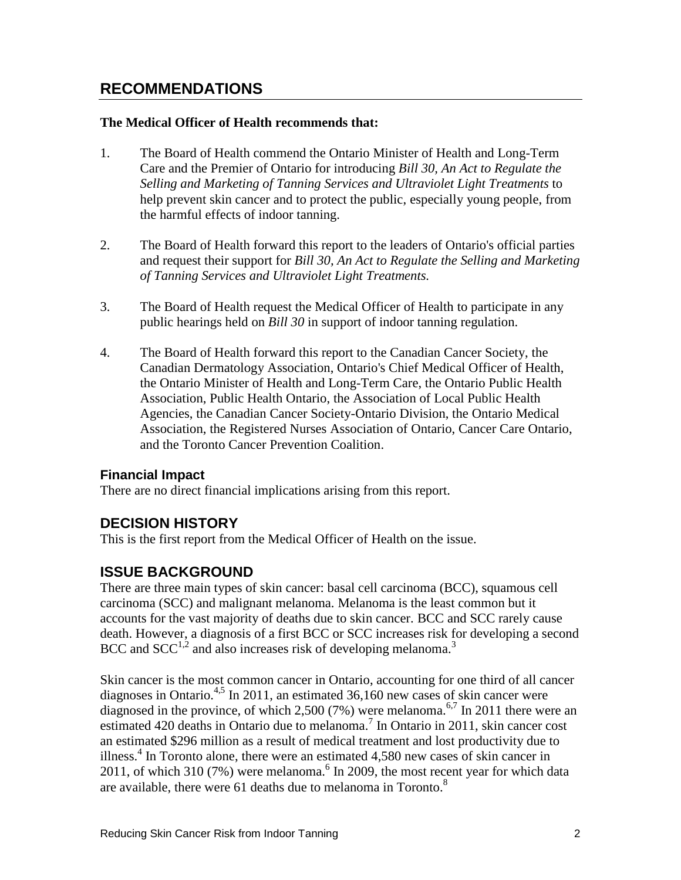## RECOMMENDATIONS

**The Medical Officer of Health recommends that:**

1. The Board of Health commend the Ontario Minister of Health and Long-Term Care and the Premier of Ontario for introducing *Bill 30, An Act to Regulate the Selling and Marketing of Tanning Services and Ultraviolet Light Treatments* to help prevent skin cancer and to protect the public, especially young people, from the harmful effects of indoor tanning.

2. The Board of Health forward this report to the leaders of Ontario's official parties and request their support for *Bill 30, An Act to Regulate the Selling and Marketing of Tanning Services and Ultraviolet Light Treatments.*

3. The Board of Health request the Medical Officer of Health to participate in any public hearings held on *Bill 30* in support of indoor tanning regulation.

4. The Board of Health forward this report to the Canadian Cancer Society, the Canadian Dermatology Association, Ontario's Chief Medical Officer of Health, the Ontario Minister of Health and Long-Term Care, the Ontario Public Health Association, Public Health Ontario, the Association of Local Public Health Agencies, the Canadian Cancer Society-Ontario Division, the Ontario Medical Association, the Registered Nurses Association of Ontario, Cancer Care Ontario, and the Toronto Cancer Prevention Coalition.

### Financial Impact

There are no direct financial implications arising from this report.

## DECISION HISTORY

This is the first report from the Medical Officer of Health on the issue.

## ISSUE BACKGROUND

There are three main types of skin cancer: basal cell carcinoma (BCC), squamous cell carcinoma (SCC) and malignant melanoma. Melanoma is the least common but it accounts for the vast majority of deaths due to skin cancer. BCC and SCC rarely cause death. However, a diagnosis of a first BCC or SCC increases risk for developing a second BCC and SCC[1,2] and also increases risk of developing melanoma.[3]

Skin cancer is the most common cancer in Ontario, accounting for one third of all cancer diagnoses in Ontario.[4,5] In 2011, an estimated 36,160 new cases of skin cancer were diagnosed in the province, of which 2,500 (7%) were melanoma.[6,7] In 2011 there were an estimated 420 deaths in Ontario due to melanoma.[7] In Ontario in 2011, skin cancer cost an estimated $296 million as a result of medical treatment and lost productivity due to illness.[4] In Toronto alone, there were an estimated 4,580 new cases of skin cancer in 2011, of which 310 (7%) were melanoma.[6] In 2009, the most recent year for which data are available, there were 61 deaths due to melanoma in Toronto.[8]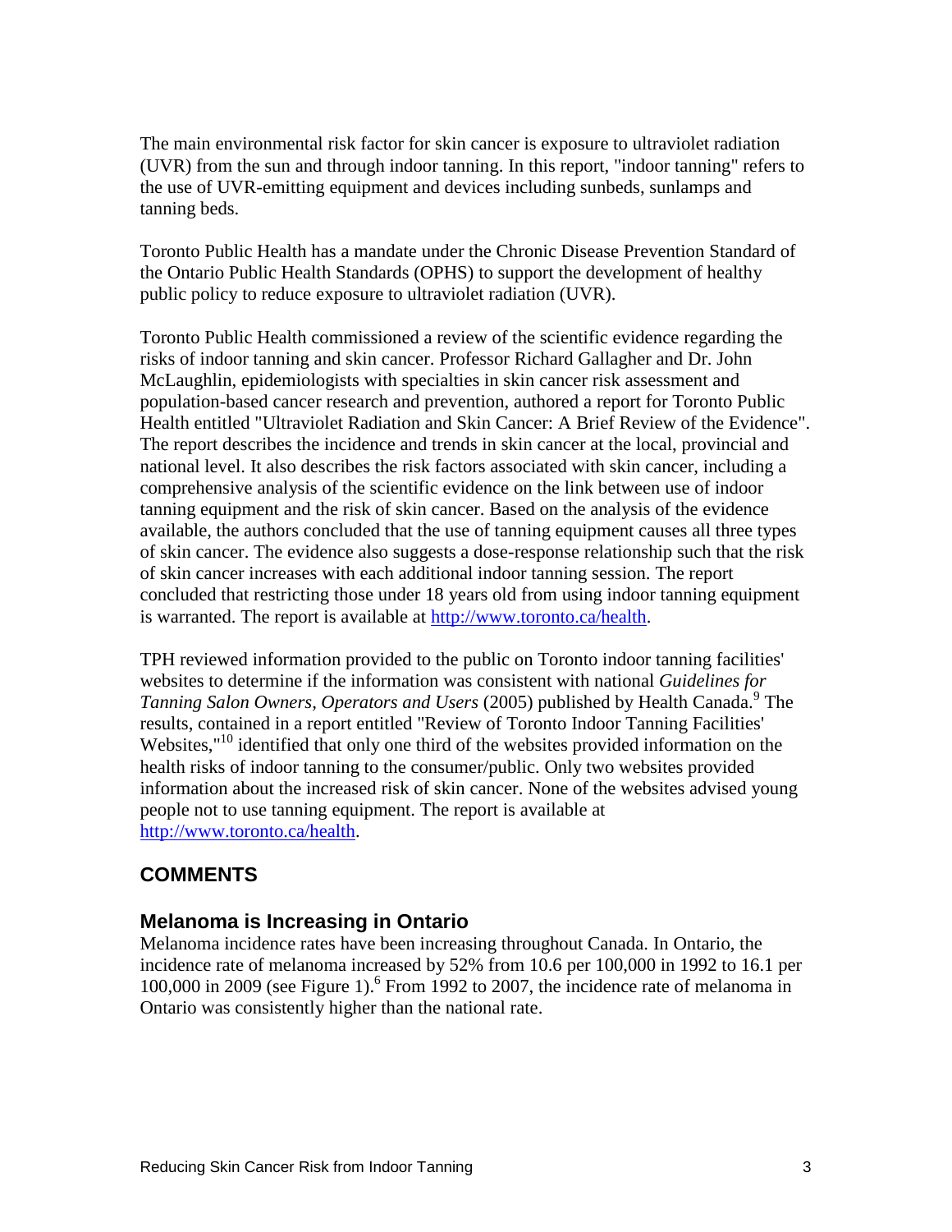The main environmental risk factor for skin cancer is exposure to ultraviolet radiation (UVR) from the sun and through indoor tanning. In this report, "indoor tanning" refers to the use of UVR-emitting equipment and devices including sunbeds, sunlamps and tanning beds.

Toronto Public Health has a mandate under the Chronic Disease Prevention Standard of the Ontario Public Health Standards (OPHS) to support the development of healthy public policy to reduce exposure to ultraviolet radiation (UVR).

Toronto Public Health commissioned a review of the scientific evidence regarding the risks of indoor tanning and skin cancer. Professor Richard Gallagher and Dr. John McLaughlin, epidemiologists with specialties in skin cancer risk assessment and population-based cancer research and prevention, authored a report for Toronto Public Health entitled "Ultraviolet Radiation and Skin Cancer: A Brief Review of the Evidence". The report describes the incidence and trends in skin cancer at the local, provincial and national level. It also describes the risk factors associated with skin cancer, including a comprehensive analysis of the scientific evidence on the link between use of indoor tanning equipment and the risk of skin cancer. Based on the analysis of the evidence available, the authors concluded that the use of tanning equipment causes all three types of skin cancer. The evidence also suggests a dose-response relationship such that the risk of skin cancer increases with each additional indoor tanning session. The report concluded that restricting those under 18 years old from using indoor tanning equipment is warranted. The report is available at [http://www.toronto.ca/health](http://www.toronto.ca/health).

TPH reviewed information provided to the public on Toronto indoor tanning facilities' websites to determine if the information was consistent with national *Guidelines for Tanning Salon Owners, Operators and Users* (2005) published by Health Canada.[9] The results, contained in a report entitled "Review of Toronto Indoor Tanning Facilities' Websites,"[10] identified that only one third of the websites provided information on the health risks of indoor tanning to the consumer/public. Only two websites provided information about the increased risk of skin cancer. None of the websites advised young people not to use tanning equipment. The report is available at [http://www.toronto.ca/health](http://www.toronto.ca/health).

## COMMENTS

### Melanoma is Increasing in Ontario

Melanoma incidence rates have been increasing throughout Canada. In Ontario, the incidence rate of melanoma increased by 52% from 10.6 per 100,000 in 1992 to 16.1 per 100,000 in 2009 (see Figure 1).[6] From 1992 to 2007, the incidence rate of melanoma in Ontario was consistently higher than the national rate.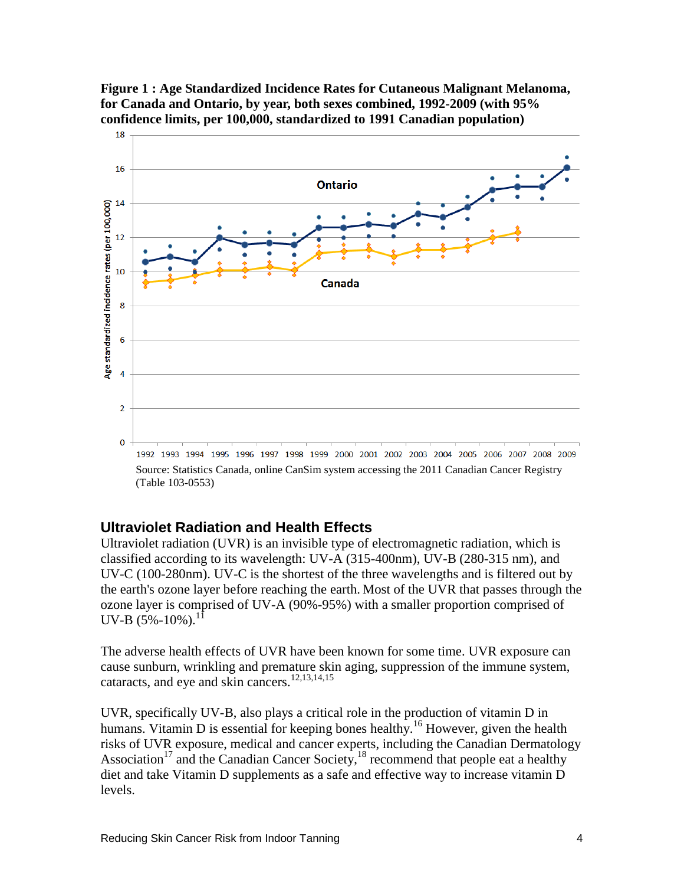**Figure 1 : Age Standardized Incidence Rates for Cutaneous Malignant Melanoma, for Canada and Ontario, by year, both sexes combined, 1992-2009 (with 95% confidence limits, per 100,000, standardized to 1991 Canadian population)**

Source: Statistics Canada, online CanSim system accessing the 2011 Canadian Cancer Registry (Table 103-0553)

## Ultraviolet Radiation and Health Effects

Ultraviolet radiation (UVR) is an invisible type of electromagnetic radiation, which is classified according to its wavelength: UV-A (315-400nm), UV-B (280-315 nm), and UV-C (100-280nm). UV-C is the shortest of the three wavelengths and is filtered out by the earth's ozone layer before reaching the earth. Most of the UVR that passes through the ozone layer is comprised of UV-A (90%-95%) with a smaller proportion comprised of UV-B (5%-10%).[11]

The adverse health effects of UVR have been known for some time. UVR exposure can cause sunburn, wrinkling and premature skin aging, suppression of the immune system, cataracts, and eye and skin cancers.[12,13,14,15]

UVR, specifically UV-B, also plays a critical role in the production of vitamin D in humans. Vitamin D is essential for keeping bones healthy.[16] However, given the health risks of UVR exposure, medical and cancer experts, including the Canadian Dermatology Association[17] and the Canadian Cancer Society,[18] recommend that people eat a healthy diet and take Vitamin D supplements as a safe and effective way to increase vitamin D levels.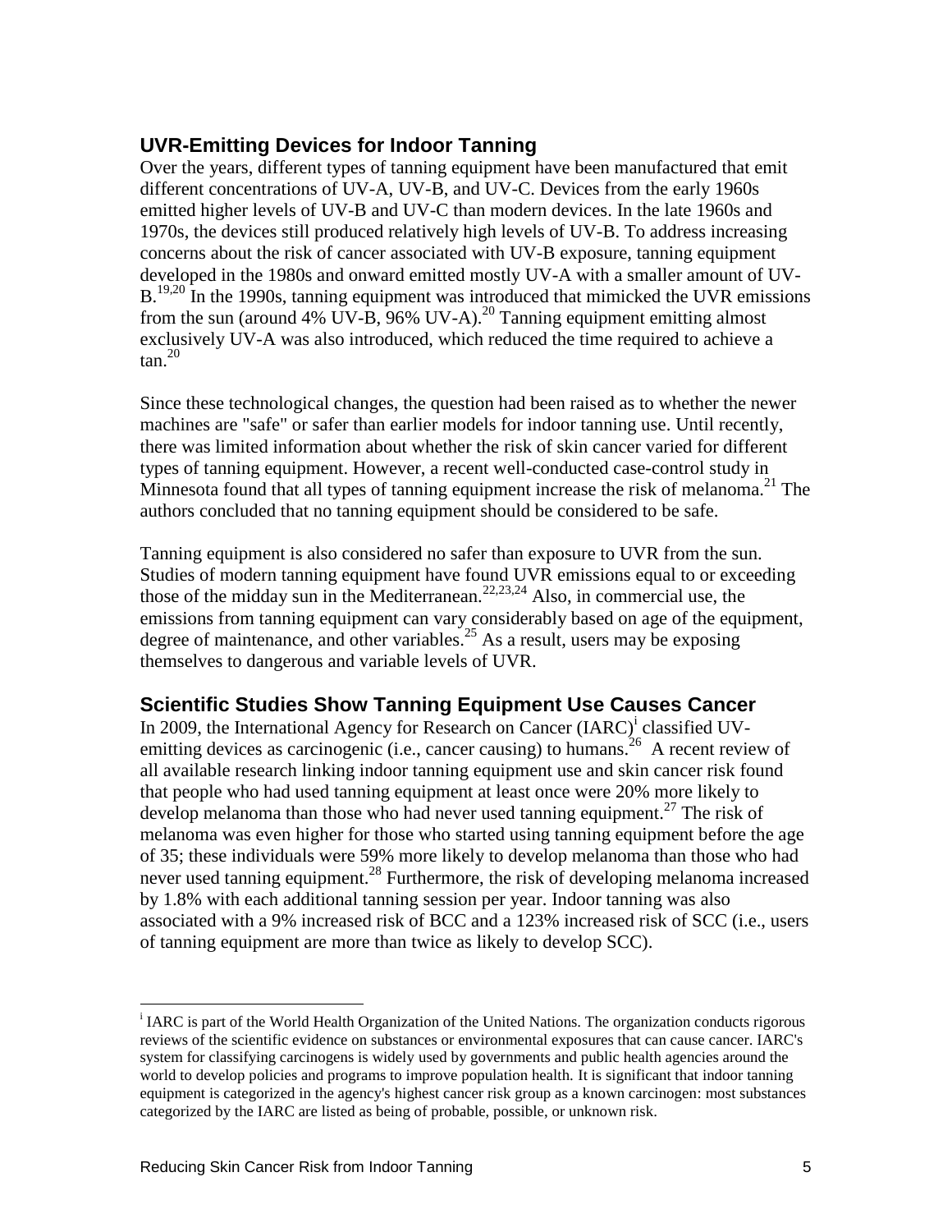## UVR-Emitting Devices for Indoor Tanning

Over the years, different types of tanning equipment have been manufactured that emit different concentrations of UV-A, UV-B, and UV-C. Devices from the early 1960s emitted higher levels of UV-B and UV-C than modern devices. In the late 1960s and 1970s, the devices still produced relatively high levels of UV-B. To address increasing concerns about the risk of cancer associated with UV-B exposure, tanning equipment developed in the 1980s and onward emitted mostly UV-A with a smaller amount of UV-B.[19,20] In the 1990s, tanning equipment was introduced that mimicked the UVR emissions from the sun (around 4% UV-B, 96% UV-A).[20] Tanning equipment emitting almost exclusively UV-A was also introduced, which reduced the time required to achieve a tan.[20]

Since these technological changes, the question had been raised as to whether the newer machines are "safe" or safer than earlier models for indoor tanning use. Until recently, there was limited information about whether the risk of skin cancer varied for different types of tanning equipment. However, a recent well-conducted case-control study in Minnesota found that all types of tanning equipment increase the risk of melanoma.[21] The authors concluded that no tanning equipment should be considered to be safe.

Tanning equipment is also considered no safer than exposure to UVR from the sun. Studies of modern tanning equipment have found UVR emissions equal to or exceeding those of the midday sun in the Mediterranean.[22,23,24] Also, in commercial use, the emissions from tanning equipment can vary considerably based on age of the equipment, degree of maintenance, and other variables.[25] As a result, users may be exposing themselves to dangerous and variable levels of UVR.

## Scientific Studies Show Tanning Equipment Use Causes Cancer

In 2009, the International Agency for Research on Cancer (IARC)[i] classified UV-emitting devices as carcinogenic (i.e., cancer causing) to humans.[26] A recent review of all available research linking indoor tanning equipment use and skin cancer risk found that people who had used tanning equipment at least once were 20% more likely to develop melanoma than those who had never used tanning equipment.[27] The risk of melanoma was even higher for those who started using tanning equipment before the age of 35; these individuals were 59% more likely to develop melanoma than those who had never used tanning equipment.[28] Furthermore, the risk of developing melanoma increased by 1.8% with each additional tanning session per year. Indoor tanning was also associated with a 9% increased risk of BCC and a 123% increased risk of SCC (i.e., users of tanning equipment are more than twice as likely to develop SCC).

---

[i] IARC is part of the World Health Organization of the United Nations. The organization conducts rigorous reviews of the scientific evidence on substances or environmental exposures that can cause cancer. IARC's system for classifying carcinogens is widely used by governments and public health agencies around the world to develop policies and programs to improve population health. It is significant that indoor tanning equipment is categorized in the agency's highest cancer risk group as a known carcinogen: most substances categorized by the IARC are listed as being of probable, possible, or unknown risk.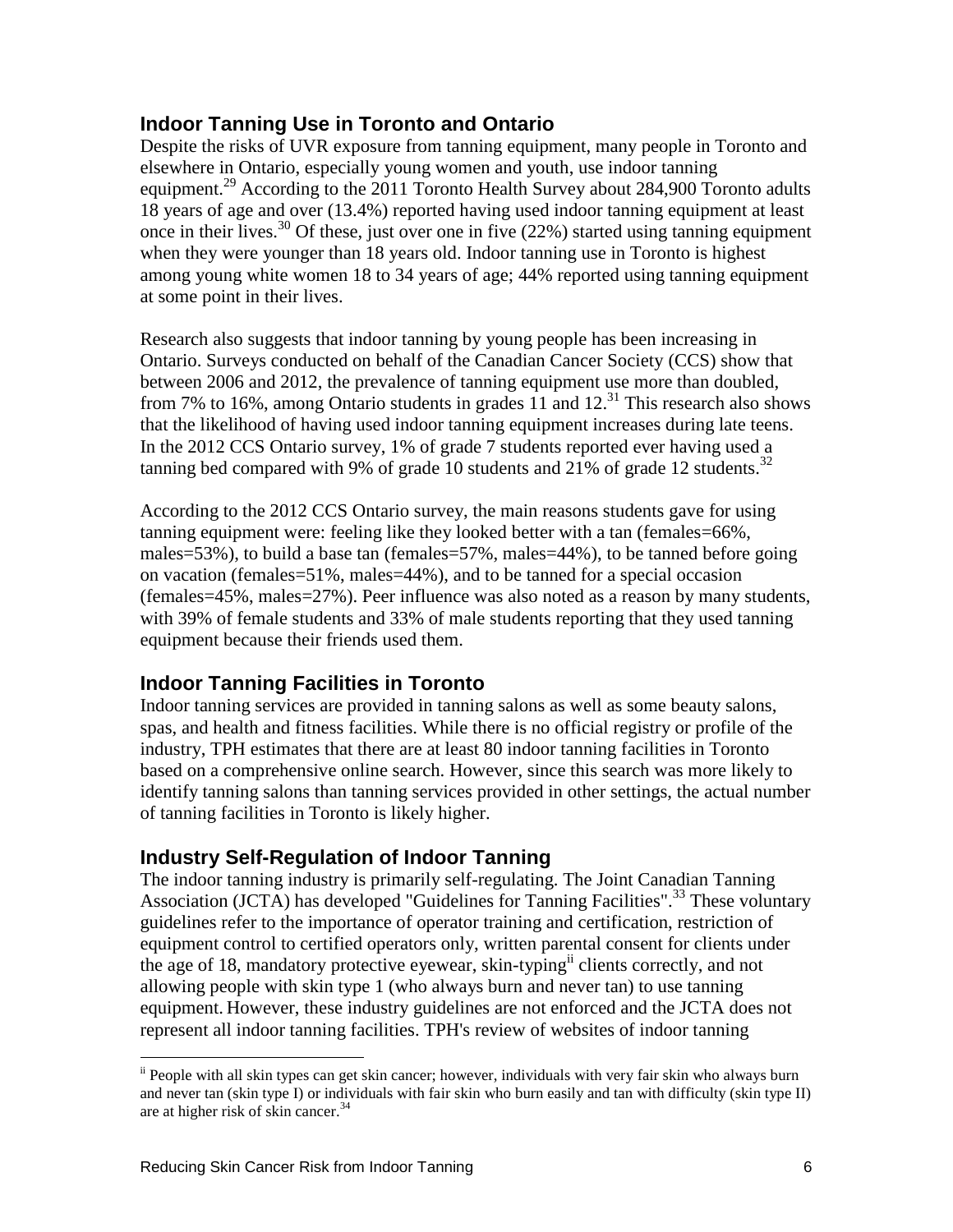## Indoor Tanning Use in Toronto and Ontario

Despite the risks of UVR exposure from tanning equipment, many people in Toronto and elsewhere in Ontario, especially young women and youth, use indoor tanning equipment.[29] According to the 2011 Toronto Health Survey about 284,900 Toronto adults 18 years of age and over (13.4%) reported having used indoor tanning equipment at least once in their lives.[30] Of these, just over one in five (22%) started using tanning equipment when they were younger than 18 years old. Indoor tanning use in Toronto is highest among young white women 18 to 34 years of age; 44% reported using tanning equipment at some point in their lives.

Research also suggests that indoor tanning by young people has been increasing in Ontario. Surveys conducted on behalf of the Canadian Cancer Society (CCS) show that between 2006 and 2012, the prevalence of tanning equipment use more than doubled, from 7% to 16%, among Ontario students in grades 11 and 12.[31] This research also shows that the likelihood of having used indoor tanning equipment increases during late teens. In the 2012 CCS Ontario survey, 1% of grade 7 students reported ever having used a tanning bed compared with 9% of grade 10 students and 21% of grade 12 students.[32]

According to the 2012 CCS Ontario survey, the main reasons students gave for using tanning equipment were: feeling like they looked better with a tan (females=66%, males=53%), to build a base tan (females=57%, males=44%), to be tanned before going on vacation (females=51%, males=44%), and to be tanned for a special occasion (females=45%, males=27%). Peer influence was also noted as a reason by many students, with 39% of female students and 33% of male students reporting that they used tanning equipment because their friends used them.

## Indoor Tanning Facilities in Toronto

Indoor tanning services are provided in tanning salons as well as some beauty salons, spas, and health and fitness facilities. While there is no official registry or profile of the industry, TPH estimates that there are at least 80 indoor tanning facilities in Toronto based on a comprehensive online search. However, since this search was more likely to identify tanning salons than tanning services provided in other settings, the actual number of tanning facilities in Toronto is likely higher.

## Industry Self-Regulation of Indoor Tanning

The indoor tanning industry is primarily self-regulating. The Joint Canadian Tanning Association (JCTA) has developed "Guidelines for Tanning Facilities".[33] These voluntary guidelines refer to the importance of operator training and certification, restriction of equipment control to certified operators only, written parental consent for clients under the age of 18, mandatory protective eyewear, skin-typing[ii] clients correctly, and not allowing people with skin type 1 (who always burn and never tan) to use tanning equipment. However, these industry guidelines are not enforced and the JCTA does not represent all indoor tanning facilities. TPH's review of websites of indoor tanning

[ii] People with all skin types can get skin cancer; however, individuals with very fair skin who always burn and never tan (skin type I) or individuals with fair skin who burn easily and tan with difficulty (skin type II) are at higher risk of skin cancer.[34]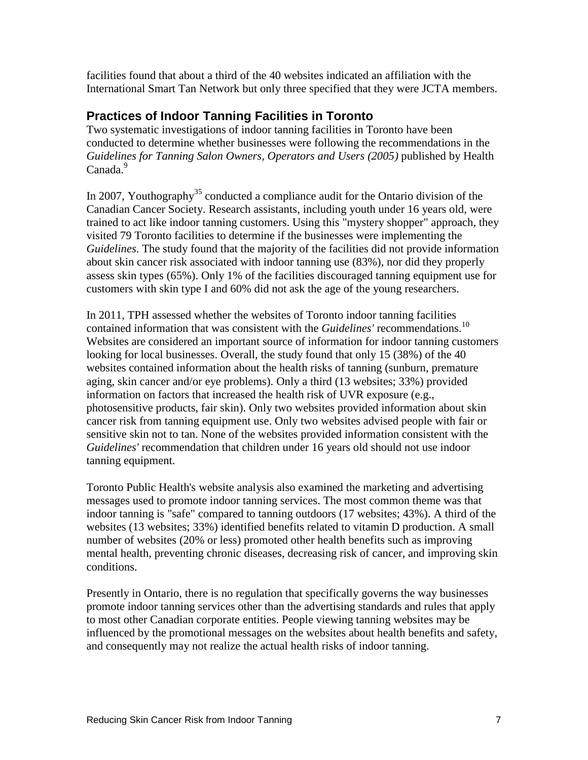facilities found that about a third of the 40 websites indicated an affiliation with the International Smart Tan Network but only three specified that they were JCTA members.

## Practices of Indoor Tanning Facilities in Toronto

Two systematic investigations of indoor tanning facilities in Toronto have been conducted to determine whether businesses were following the recommendations in the *Guidelines for Tanning Salon Owners, Operators and Users (2005)* published by Health Canada.[9]

In 2007, Youthography[35] conducted a compliance audit for the Ontario division of the Canadian Cancer Society. Research assistants, including youth under 16 years old, were trained to act like indoor tanning customers. Using this "mystery shopper" approach, they visited 79 Toronto facilities to determine if the businesses were implementing the *Guidelines*. The study found that the majority of the facilities did not provide information about skin cancer risk associated with indoor tanning use (83%), nor did they properly assess skin types (65%). Only 1% of the facilities discouraged tanning equipment use for customers with skin type I and 60% did not ask the age of the young researchers.

In 2011, TPH assessed whether the websites of Toronto indoor tanning facilities contained information that was consistent with the *Guidelines'* recommendations.[10] Websites are considered an important source of information for indoor tanning customers looking for local businesses. Overall, the study found that only 15 (38%) of the 40 websites contained information about the health risks of tanning (sunburn, premature aging, skin cancer and/or eye problems). Only a third (13 websites; 33%) provided information on factors that increased the health risk of UVR exposure (e.g., photosensitive products, fair skin). Only two websites provided information about skin cancer risk from tanning equipment use. Only two websites advised people with fair or sensitive skin not to tan. None of the websites provided information consistent with the *Guidelines'* recommendation that children under 16 years old should not use indoor tanning equipment.

Toronto Public Health's website analysis also examined the marketing and advertising messages used to promote indoor tanning services. The most common theme was that indoor tanning is "safe" compared to tanning outdoors (17 websites; 43%). A third of the websites (13 websites; 33%) identified benefits related to vitamin D production. A small number of websites (20% or less) promoted other health benefits such as improving mental health, preventing chronic diseases, decreasing risk of cancer, and improving skin conditions.

Presently in Ontario, there is no regulation that specifically governs the way businesses promote indoor tanning services other than the advertising standards and rules that apply to most other Canadian corporate entities. People viewing tanning websites may be influenced by the promotional messages on the websites about health benefits and safety, and consequently may not realize the actual health risks of indoor tanning.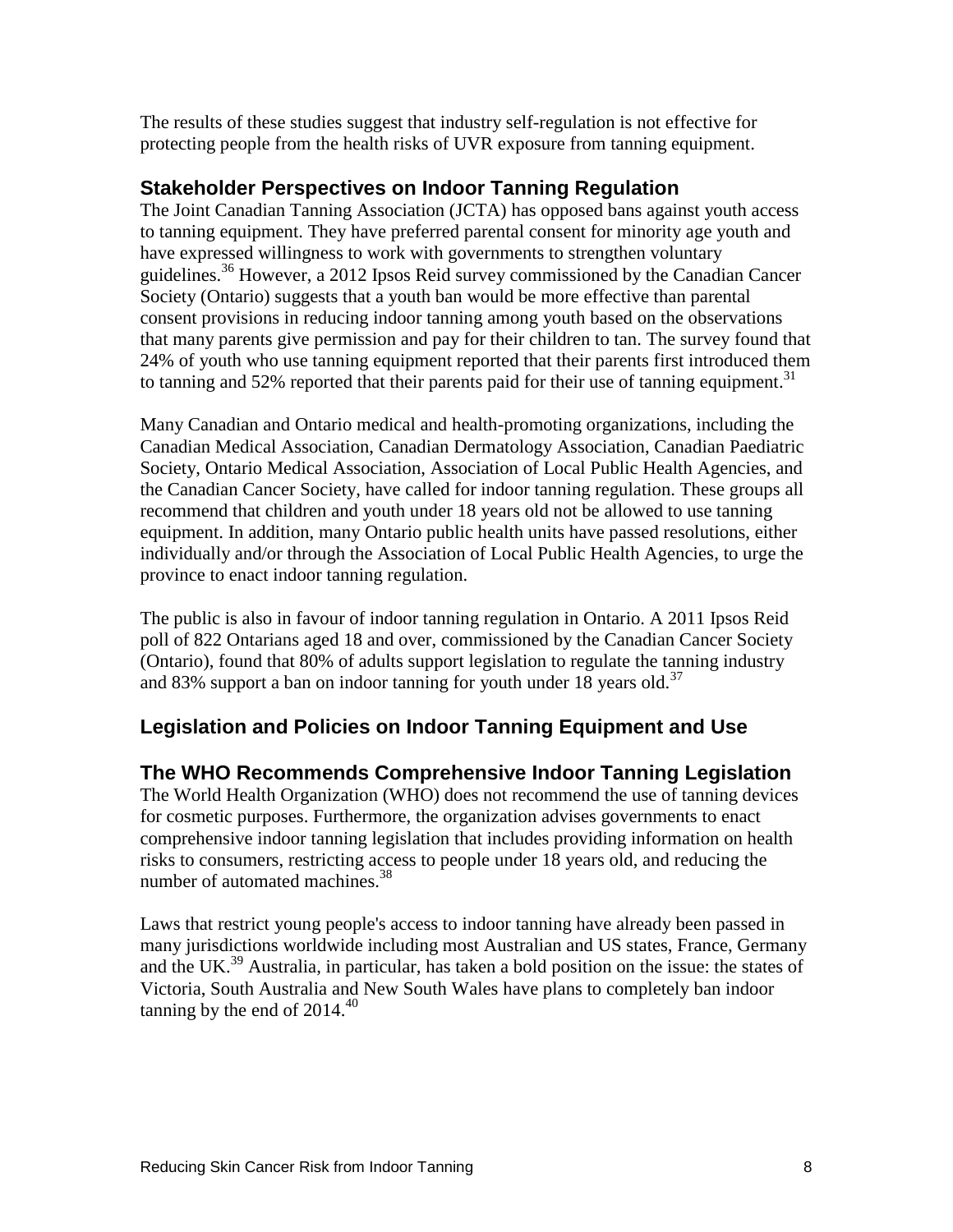The results of these studies suggest that industry self-regulation is not effective for protecting people from the health risks of UVR exposure from tanning equipment.

## Stakeholder Perspectives on Indoor Tanning Regulation

The Joint Canadian Tanning Association (JCTA) has opposed bans against youth access to tanning equipment. They have preferred parental consent for minority age youth and have expressed willingness to work with governments to strengthen voluntary guidelines.[36] However, a 2012 Ipsos Reid survey commissioned by the Canadian Cancer Society (Ontario) suggests that a youth ban would be more effective than parental consent provisions in reducing indoor tanning among youth based on the observations that many parents give permission and pay for their children to tan. The survey found that 24% of youth who use tanning equipment reported that their parents first introduced them to tanning and 52% reported that their parents paid for their use of tanning equipment.[31]

Many Canadian and Ontario medical and health-promoting organizations, including the Canadian Medical Association, Canadian Dermatology Association, Canadian Paediatric Society, Ontario Medical Association, Association of Local Public Health Agencies, and the Canadian Cancer Society, have called for indoor tanning regulation. These groups all recommend that children and youth under 18 years old not be allowed to use tanning equipment. In addition, many Ontario public health units have passed resolutions, either individually and/or through the Association of Local Public Health Agencies, to urge the province to enact indoor tanning regulation.

The public is also in favour of indoor tanning regulation in Ontario. A 2011 Ipsos Reid poll of 822 Ontarians aged 18 and over, commissioned by the Canadian Cancer Society (Ontario), found that 80% of adults support legislation to regulate the tanning industry and 83% support a ban on indoor tanning for youth under 18 years old.[37]

## Legislation and Policies on Indoor Tanning Equipment and Use

## The WHO Recommends Comprehensive Indoor Tanning Legislation

The World Health Organization (WHO) does not recommend the use of tanning devices for cosmetic purposes. Furthermore, the organization advises governments to enact comprehensive indoor tanning legislation that includes providing information on health risks to consumers, restricting access to people under 18 years old, and reducing the number of automated machines.[38]

Laws that restrict young people's access to indoor tanning have already been passed in many jurisdictions worldwide including most Australian and US states, France, Germany and the UK.[39] Australia, in particular, has taken a bold position on the issue: the states of Victoria, South Australia and New South Wales have plans to completely ban indoor tanning by the end of 2014.[40]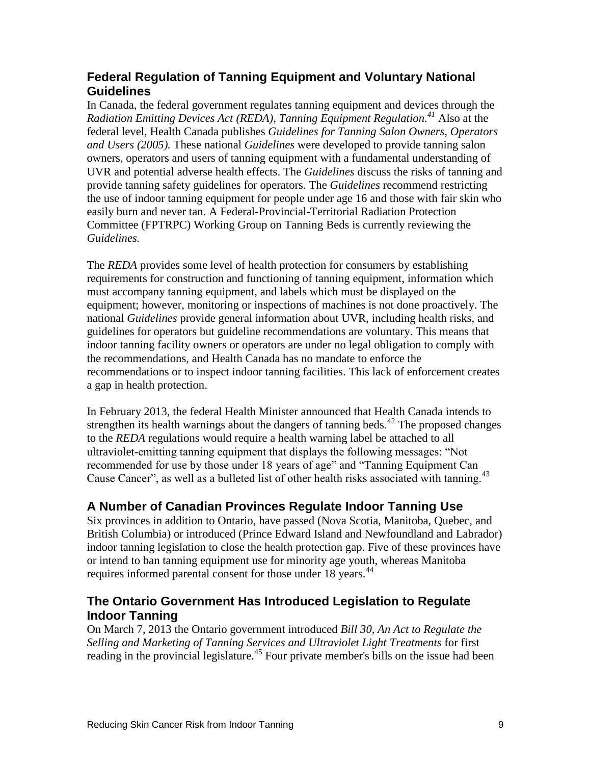## Federal Regulation of Tanning Equipment and Voluntary National Guidelines

In Canada, the federal government regulates tanning equipment and devices through the *Radiation Emitting Devices Act (REDA), Tanning Equipment Regulation.*[41] Also at the federal level, Health Canada publishes *Guidelines for Tanning Salon Owners, Operators and Users (2005).* These national *Guidelines* were developed to provide tanning salon owners, operators and users of tanning equipment with a fundamental understanding of UVR and potential adverse health effects. The *Guidelines* discuss the risks of tanning and provide tanning safety guidelines for operators. The *Guidelines* recommend restricting the use of indoor tanning equipment for people under age 16 and those with fair skin who easily burn and never tan. A Federal-Provincial-Territorial Radiation Protection Committee (FPTRPC) Working Group on Tanning Beds is currently reviewing the *Guidelines.*

The *REDA* provides some level of health protection for consumers by establishing requirements for construction and functioning of tanning equipment, information which must accompany tanning equipment, and labels which must be displayed on the equipment; however, monitoring or inspections of machines is not done proactively. The national *Guidelines* provide general information about UVR, including health risks, and guidelines for operators but guideline recommendations are voluntary. This means that indoor tanning facility owners or operators are under no legal obligation to comply with the recommendations, and Health Canada has no mandate to enforce the recommendations or to inspect indoor tanning facilities. This lack of enforcement creates a gap in health protection.

In February 2013, the federal Health Minister announced that Health Canada intends to strengthen its health warnings about the dangers of tanning beds.[42] The proposed changes to the *REDA* regulations would require a health warning label be attached to all ultraviolet-emitting tanning equipment that displays the following messages: "Not recommended for use by those under 18 years of age" and "Tanning Equipment Can Cause Cancer", as well as a bulleted list of other health risks associated with tanning.[43]

## A Number of Canadian Provinces Regulate Indoor Tanning Use

Six provinces in addition to Ontario, have passed (Nova Scotia, Manitoba, Quebec, and British Columbia) or introduced (Prince Edward Island and Newfoundland and Labrador) indoor tanning legislation to close the health protection gap. Five of these provinces have or intend to ban tanning equipment use for minority age youth, whereas Manitoba requires informed parental consent for those under 18 years.[44]

## The Ontario Government Has Introduced Legislation to Regulate Indoor Tanning

On March 7, 2013 the Ontario government introduced *Bill 30, An Act to Regulate the Selling and Marketing of Tanning Services and Ultraviolet Light Treatments* for first reading in the provincial legislature.[45] Four private member's bills on the issue had been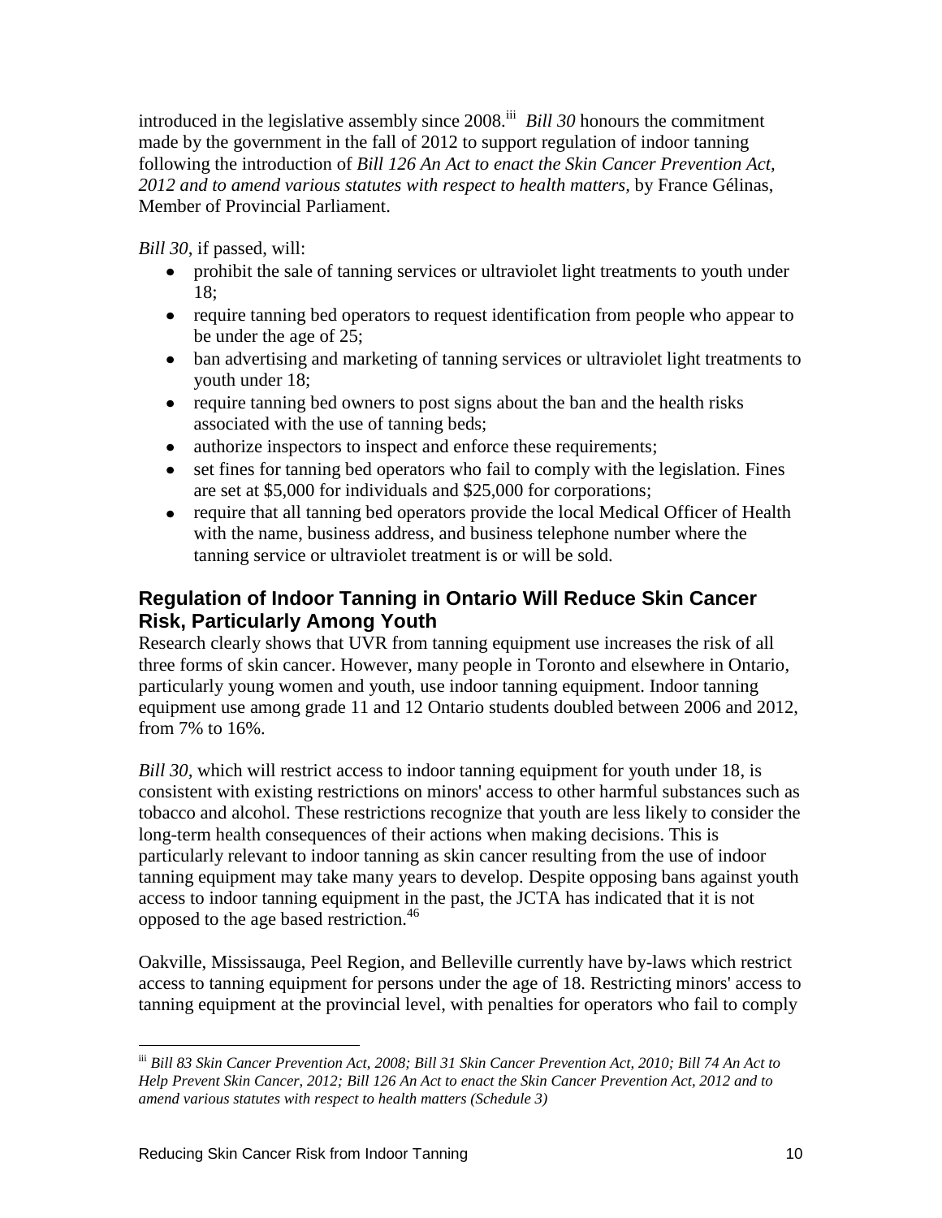introduced in the legislative assembly since 2008.[iii] *Bill 30* honours the commitment made by the government in the fall of 2012 to support regulation of indoor tanning following the introduction of *Bill 126 An Act to enact the Skin Cancer Prevention Act, 2012 and to amend various statutes with respect to health matters*, by France Gélinas, Member of Provincial Parliament.

*Bill 30*, if passed, will:

- prohibit the sale of tanning services or ultraviolet light treatments to youth under 18;
- require tanning bed operators to request identification from people who appear to be under the age of 25;
- ban advertising and marketing of tanning services or ultraviolet light treatments to youth under 18;
- require tanning bed owners to post signs about the ban and the health risks associated with the use of tanning beds;
- authorize inspectors to inspect and enforce these requirements;
- set fines for tanning bed operators who fail to comply with the legislation. Fines are set at $5,000 for individuals and $25,000 for corporations;
- require that all tanning bed operators provide the local Medical Officer of Health with the name, business address, and business telephone number where the tanning service or ultraviolet treatment is or will be sold.

## Regulation of Indoor Tanning in Ontario Will Reduce Skin Cancer Risk, Particularly Among Youth

Research clearly shows that UVR from tanning equipment use increases the risk of all three forms of skin cancer. However, many people in Toronto and elsewhere in Ontario, particularly young women and youth, use indoor tanning equipment. Indoor tanning equipment use among grade 11 and 12 Ontario students doubled between 2006 and 2012, from 7% to 16%.

*Bill 30*, which will restrict access to indoor tanning equipment for youth under 18, is consistent with existing restrictions on minors' access to other harmful substances such as tobacco and alcohol. These restrictions recognize that youth are less likely to consider the long-term health consequences of their actions when making decisions. This is particularly relevant to indoor tanning as skin cancer resulting from the use of indoor tanning equipment may take many years to develop. Despite opposing bans against youth access to indoor tanning equipment in the past, the JCTA has indicated that it is not opposed to the age based restriction.[46]

Oakville, Mississauga, Peel Region, and Belleville currently have by-laws which restrict access to tanning equipment for persons under the age of 18. Restricting minors' access to tanning equipment at the provincial level, with penalties for operators who fail to comply

---

[iii] *Bill 83 Skin Cancer Prevention Act, 2008; Bill 31 Skin Cancer Prevention Act, 2010; Bill 74 An Act to Help Prevent Skin Cancer, 2012; Bill 126 An Act to enact the Skin Cancer Prevention Act, 2012 and to amend various statutes with respect to health matters (Schedule 3)*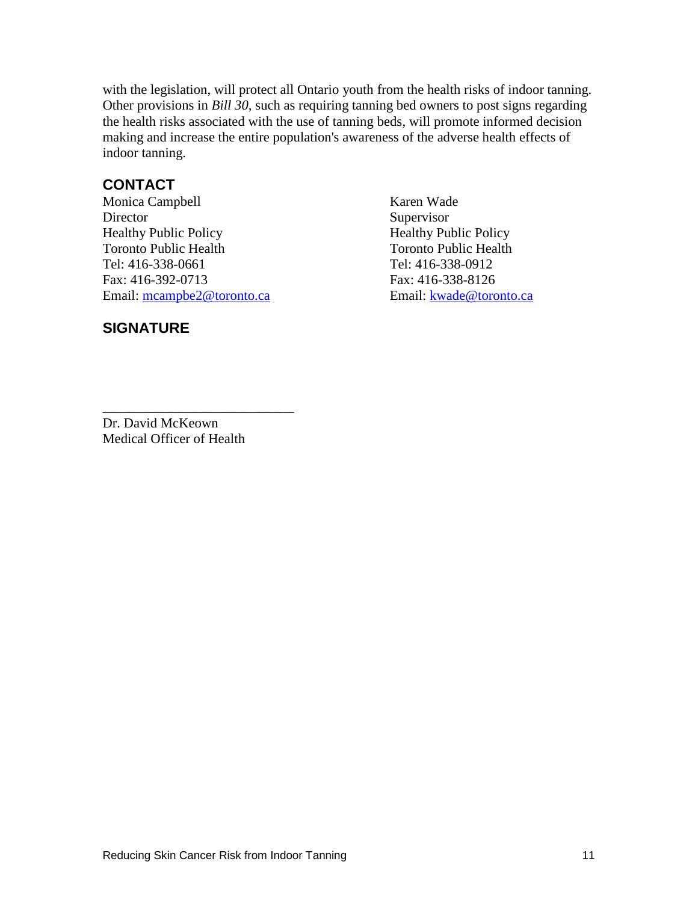with the legislation, will protect all Ontario youth from the health risks of indoor tanning. Other provisions in *Bill 30*, such as requiring tanning bed owners to post signs regarding the health risks associated with the use of tanning beds, will promote informed decision making and increase the entire population's awareness of the adverse health effects of indoor tanning.

## CONTACT

Monica Campbell
Director
Healthy Public Policy
Toronto Public Health
Tel: 416-338-0661
Fax: 416-392-0713
Email: mcampbe2@toronto.ca

Karen Wade
Supervisor
Healthy Public Policy
Toronto Public Health
Tel: 416-338-0912
Fax: 416-338-8126
Email: kwade@toronto.ca

## SIGNATURE

_______________________________

Dr. David McKeown
Medical Officer of Health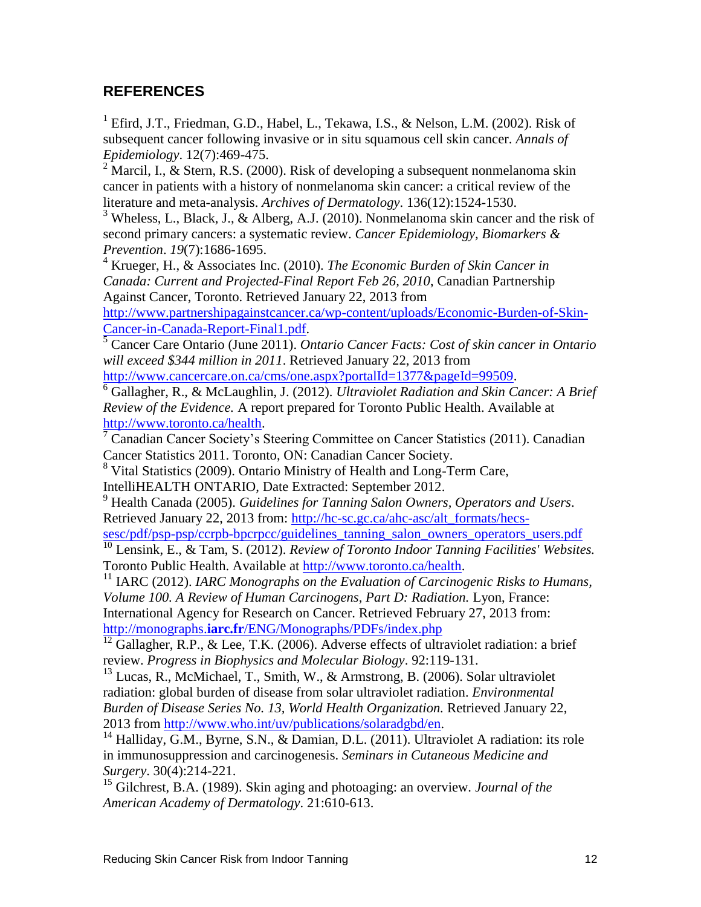## REFERENCES

[1] Efird, J.T., Friedman, G.D., Habel, L., Tekawa, I.S., & Nelson, L.M. (2002). Risk of subsequent cancer following invasive or in situ squamous cell skin cancer. *Annals of Epidemiology*. 12(7):469-475.

[2] Marcil, I., & Stern, R.S. (2000). Risk of developing a subsequent nonmelanoma skin cancer in patients with a history of nonmelanoma skin cancer: a critical review of the literature and meta-analysis. *Archives of Dermatology*. 136(12):1524-1530.

[3] Wheless, L., Black, J., & Alberg, A.J. (2010). Nonmelanoma skin cancer and the risk of second primary cancers: a systematic review. *Cancer Epidemiology, Biomarkers & Prevention*. *19*(7):1686-1695.

[4] Krueger, H., & Associates Inc. (2010). *The Economic Burden of Skin Cancer in Canada: Current and Projected-Final Report Feb 26, 2010,* Canadian Partnership Against Cancer, Toronto. Retrieved January 22, 2013 from http://www.partnershipagainstcancer.ca/wp-content/uploads/Economic-Burden-of-Skin-Cancer-in-Canada-Report-Final1.pdf.

[5] Cancer Care Ontario (June 2011). *Ontario Cancer Facts: Cost of skin cancer in Ontario will exceed $344 million in 2011*. Retrieved January 22, 2013 from http://www.cancercare.on.ca/cms/one.aspx?portalId=1377&pageId=99509.

[6] Gallagher, R., & McLaughlin, J. (2012). *Ultraviolet Radiation and Skin Cancer: A Brief Review of the Evidence.* A report prepared for Toronto Public Health. Available at http://www.toronto.ca/health.

[7] Canadian Cancer Society's Steering Committee on Cancer Statistics (2011). Canadian Cancer Statistics 2011. Toronto, ON: Canadian Cancer Society.

[8] Vital Statistics (2009). Ontario Ministry of Health and Long-Term Care, IntelliHEALTH ONTARIO, Date Extracted: September 2012.

[9] Health Canada (2005). *Guidelines for Tanning Salon Owners, Operators and Users*. Retrieved January 22, 2013 from: http://hc-sc.gc.ca/ahc-asc/alt_formats/hecs-sesc/pdf/psp-psp/ccrpb-bpcrpcc/guidelines_tanning_salon_owners_operators_users.pdf

[10] Lensink, E., & Tam, S. (2012). *Review of Toronto Indoor Tanning Facilities' Websites.* Toronto Public Health. Available at http://www.toronto.ca/health.

[11] IARC (2012). *IARC Monographs on the Evaluation of Carcinogenic Risks to Humans, Volume 100. A Review of Human Carcinogens, Part D: Radiation.* Lyon, France: International Agency for Research on Cancer. Retrieved February 27, 2013 from: http://monographs.**iarc.fr**/ENG/Monographs/PDFs/index.php

[12] Gallagher, R.P., & Lee, T.K. (2006). Adverse effects of ultraviolet radiation: a brief review. *Progress in Biophysics and Molecular Biology*. 92:119-131.

[13] Lucas, R., McMichael, T., Smith, W., & Armstrong, B. (2006). Solar ultraviolet radiation: global burden of disease from solar ultraviolet radiation. *Environmental Burden of Disease Series No. 13, World Health Organization.* Retrieved January 22, 2013 from http://www.who.int/uv/publications/solaradgbd/en.

[14] Halliday, G.M., Byrne, S.N., & Damian, D.L. (2011). Ultraviolet A radiation: its role in immunosuppression and carcinogenesis. *Seminars in Cutaneous Medicine and Surgery*. 30(4):214-221.

[15] Gilchrest, B.A. (1989). Skin aging and photoaging: an overview. *Journal of the American Academy of Dermatology*. 21:610-613.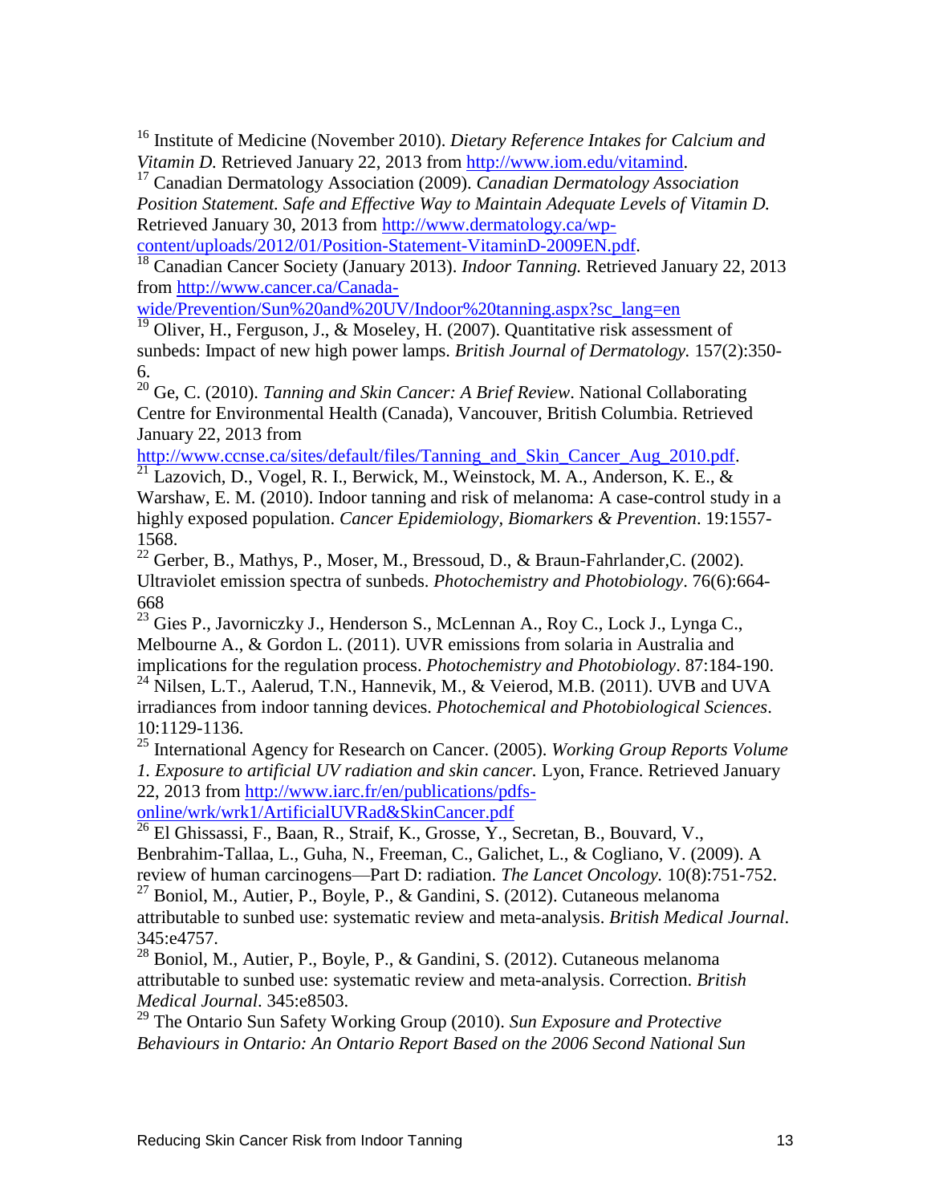[16] Institute of Medicine (November 2010). *Dietary Reference Intakes for Calcium and Vitamin D.* Retrieved January 22, 2013 from http://www.iom.edu/vitamind.

[17] Canadian Dermatology Association (2009). *Canadian Dermatology Association Position Statement. Safe and Effective Way to Maintain Adequate Levels of Vitamin D.* Retrieved January 30, 2013 from http://www.dermatology.ca/wp-content/uploads/2012/01/Position-Statement-VitaminD-2009EN.pdf.

[18] Canadian Cancer Society (January 2013). *Indoor Tanning.* Retrieved January 22, 2013 from http://www.cancer.ca/Canada-wide/Prevention/Sun%20and%20UV/Indoor%20tanning.aspx?sc_lang=en

[19] Oliver, H., Ferguson, J., & Moseley, H. (2007). Quantitative risk assessment of sunbeds: Impact of new high power lamps. *British Journal of Dermatology.* 157(2):350-6.

[20] Ge, C. (2010). *Tanning and Skin Cancer: A Brief Review*. National Collaborating Centre for Environmental Health (Canada), Vancouver, British Columbia. Retrieved January 22, 2013 from http://www.ccnse.ca/sites/default/files/Tanning_and_Skin_Cancer_Aug_2010.pdf.

[21] Lazovich, D., Vogel, R. I., Berwick, M., Weinstock, M. A., Anderson, K. E., & Warshaw, E. M. (2010). Indoor tanning and risk of melanoma: A case-control study in a highly exposed population. *Cancer Epidemiology, Biomarkers & Prevention*. 19:1557-1568.

[22] Gerber, B., Mathys, P., Moser, M., Bressoud, D., & Braun-Fahrlander,C. (2002). Ultraviolet emission spectra of sunbeds. *Photochemistry and Photobiology*. 76(6):664-668

[23] Gies P., Javorniczky J., Henderson S., McLennan A., Roy C., Lock J., Lynga C., Melbourne A., & Gordon L. (2011). UVR emissions from solaria in Australia and implications for the regulation process. *Photochemistry and Photobiology*. 87:184-190.

[24] Nilsen, L.T., Aalerud, T.N., Hannevik, M., & Veierod, M.B. (2011). UVB and UVA irradiances from indoor tanning devices. *Photochemical and Photobiological Sciences*. 10:1129-1136.

[25] International Agency for Research on Cancer. (2005). *Working Group Reports Volume 1. Exposure to artificial UV radiation and skin cancer.* Lyon, France. Retrieved January 22, 2013 from http://www.iarc.fr/en/publications/pdfs-online/wrk/wrk1/ArtificialUVRad&SkinCancer.pdf

[26] El Ghissassi, F., Baan, R., Straif, K., Grosse, Y., Secretan, B., Bouvard, V., Benbrahim-Tallaa, L., Guha, N., Freeman, C., Galichet, L., & Cogliano, V. (2009). A review of human carcinogens—Part D: radiation. *The Lancet Oncology.* 10(8):751-752.

[27] Boniol, M., Autier, P., Boyle, P., & Gandini, S. (2012). Cutaneous melanoma attributable to sunbed use: systematic review and meta-analysis. *British Medical Journal*. 345:e4757.

[28] Boniol, M., Autier, P., Boyle, P., & Gandini, S. (2012). Cutaneous melanoma attributable to sunbed use: systematic review and meta-analysis. Correction. *British Medical Journal*. 345:e8503.

[29] The Ontario Sun Safety Working Group (2010). *Sun Exposure and Protective Behaviours in Ontario: An Ontario Report Based on the 2006 Second National Sun*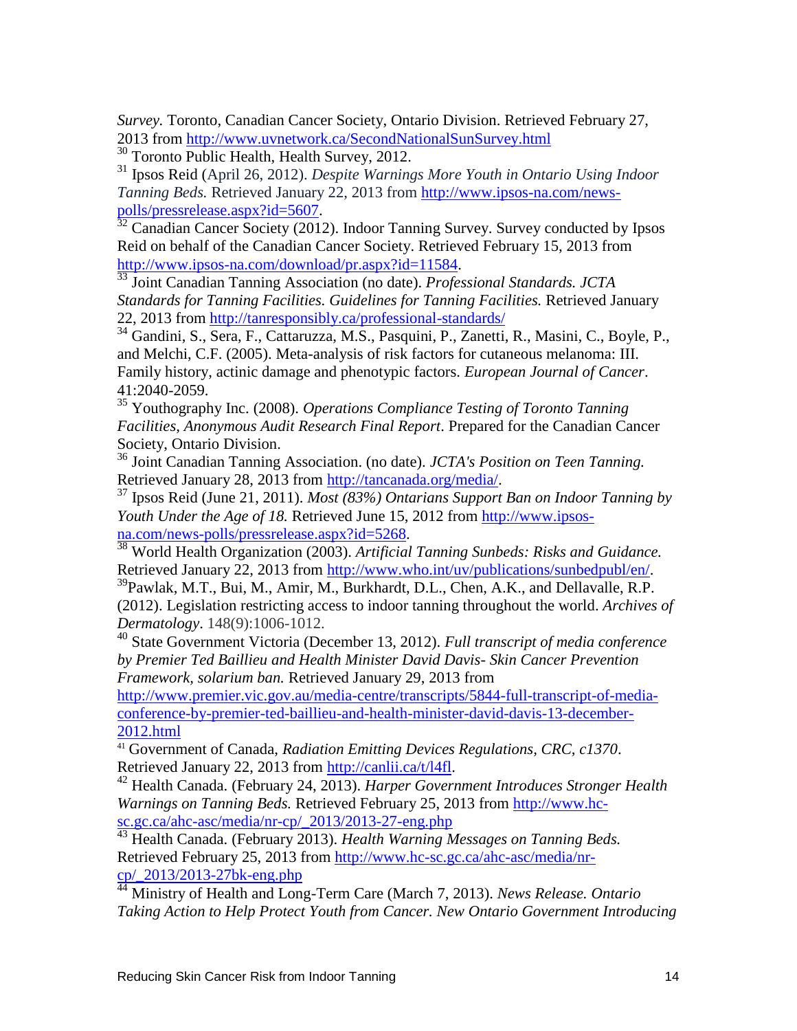*Survey.* Toronto, Canadian Cancer Society, Ontario Division. Retrieved February 27, 2013 from http://www.uvnetwork.ca/SecondNationalSunSurvey.html

[30] Toronto Public Health, Health Survey, 2012.

[31] Ipsos Reid (April 26, 2012). *Despite Warnings More Youth in Ontario Using Indoor Tanning Beds.* Retrieved January 22, 2013 from http://www.ipsos-na.com/news-polls/pressrelease.aspx?id=5607.

[32] Canadian Cancer Society (2012). Indoor Tanning Survey. Survey conducted by Ipsos Reid on behalf of the Canadian Cancer Society. Retrieved February 15, 2013 from http://www.ipsos-na.com/download/pr.aspx?id=11584.

[33] Joint Canadian Tanning Association (no date). *Professional Standards. JCTA Standards for Tanning Facilities. Guidelines for Tanning Facilities.* Retrieved January 22, 2013 from http://tanresponsibly.ca/professional-standards/

[34] Gandini, S., Sera, F., Cattaruzza, M.S., Pasquini, P., Zanetti, R., Masini, C., Boyle, P., and Melchi, C.F. (2005). Meta-analysis of risk factors for cutaneous melanoma: III. Family history, actinic damage and phenotypic factors. *European Journal of Cancer*. 41:2040-2059.

[35] Youthography Inc. (2008). *Operations Compliance Testing of Toronto Tanning Facilities, Anonymous Audit Research Final Report*. Prepared for the Canadian Cancer Society, Ontario Division.

[36] Joint Canadian Tanning Association. (no date). *JCTA's Position on Teen Tanning.* Retrieved January 28, 2013 from http://tancanada.org/media/.

[37] Ipsos Reid (June 21, 2011). *Most (83%) Ontarians Support Ban on Indoor Tanning by Youth Under the Age of 18.* Retrieved June 15, 2012 from http://www.ipsos-na.com/news-polls/pressrelease.aspx?id=5268.

[38] World Health Organization (2003). *Artificial Tanning Sunbeds: Risks and Guidance.* Retrieved January 22, 2013 from http://www.who.int/uv/publications/sunbedpubl/en/.

[39] Pawlak, M.T., Bui, M., Amir, M., Burkhardt, D.L., Chen, A.K., and Dellavalle, R.P. (2012). Legislation restricting access to indoor tanning throughout the world. *Archives of Dermatology*. 148(9):1006-1012.

[40] State Government Victoria (December 13, 2012). *Full transcript of media conference by Premier Ted Baillieu and Health Minister David Davis- Skin Cancer Prevention Framework, solarium ban.* Retrieved January 29, 2013 from http://www.premier.vic.gov.au/media-centre/transcripts/5844-full-transcript-of-media-conference-by-premier-ted-baillieu-and-health-minister-david-davis-13-december-2012.html

[41] Government of Canada, *Radiation Emitting Devices Regulations, CRC, c1370*. Retrieved January 22, 2013 from http://canlii.ca/t/l4fl.

[42] Health Canada. (February 24, 2013). *Harper Government Introduces Stronger Health Warnings on Tanning Beds.* Retrieved February 25, 2013 from http://www.hc-sc.gc.ca/ahc-asc/media/nr-cp/_2013/2013-27-eng.php

[43] Health Canada. (February 2013). *Health Warning Messages on Tanning Beds.* Retrieved February 25, 2013 from http://www.hc-sc.gc.ca/ahc-asc/media/nr-cp/_2013/2013-27bk-eng.php

[44] Ministry of Health and Long-Term Care (March 7, 2013). *News Release. Ontario Taking Action to Help Protect Youth from Cancer. New Ontario Government Introducing*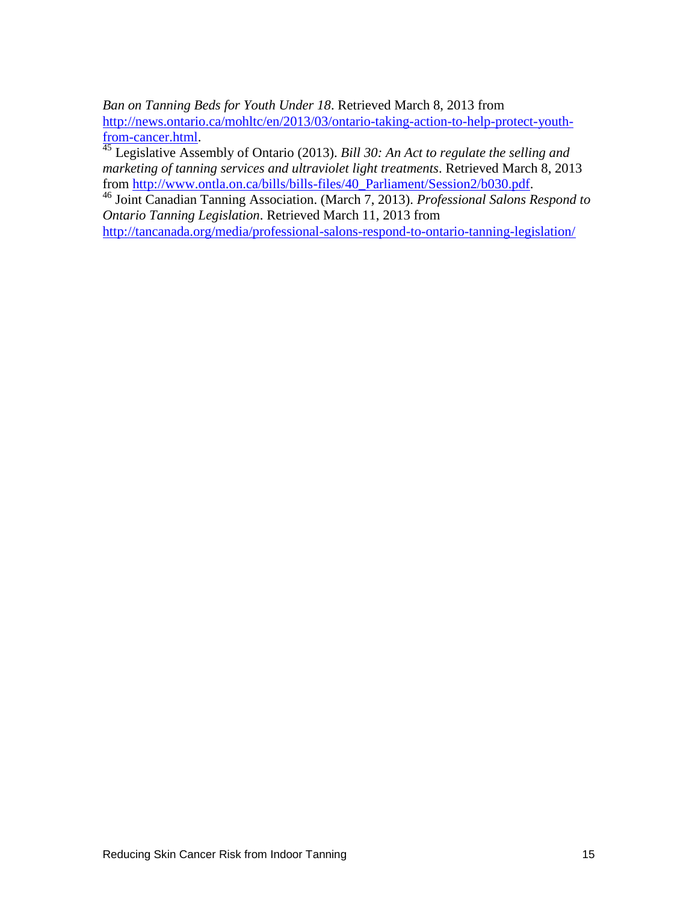*Ban on Tanning Beds for Youth Under 18*. Retrieved March 8, 2013 from http://news.ontario.ca/mohltc/en/2013/03/ontario-taking-action-to-help-protect-youth-from-cancer.html.

[45] Legislative Assembly of Ontario (2013). *Bill 30: An Act to regulate the selling and marketing of tanning services and ultraviolet light treatments*. Retrieved March 8, 2013 from http://www.ontla.on.ca/bills/bills-files/40_Parliament/Session2/b030.pdf.

[46] Joint Canadian Tanning Association. (March 7, 2013). *Professional Salons Respond to Ontario Tanning Legislation*. Retrieved March 11, 2013 from http://tancanada.org/media/professional-salons-respond-to-ontario-tanning-legislation/